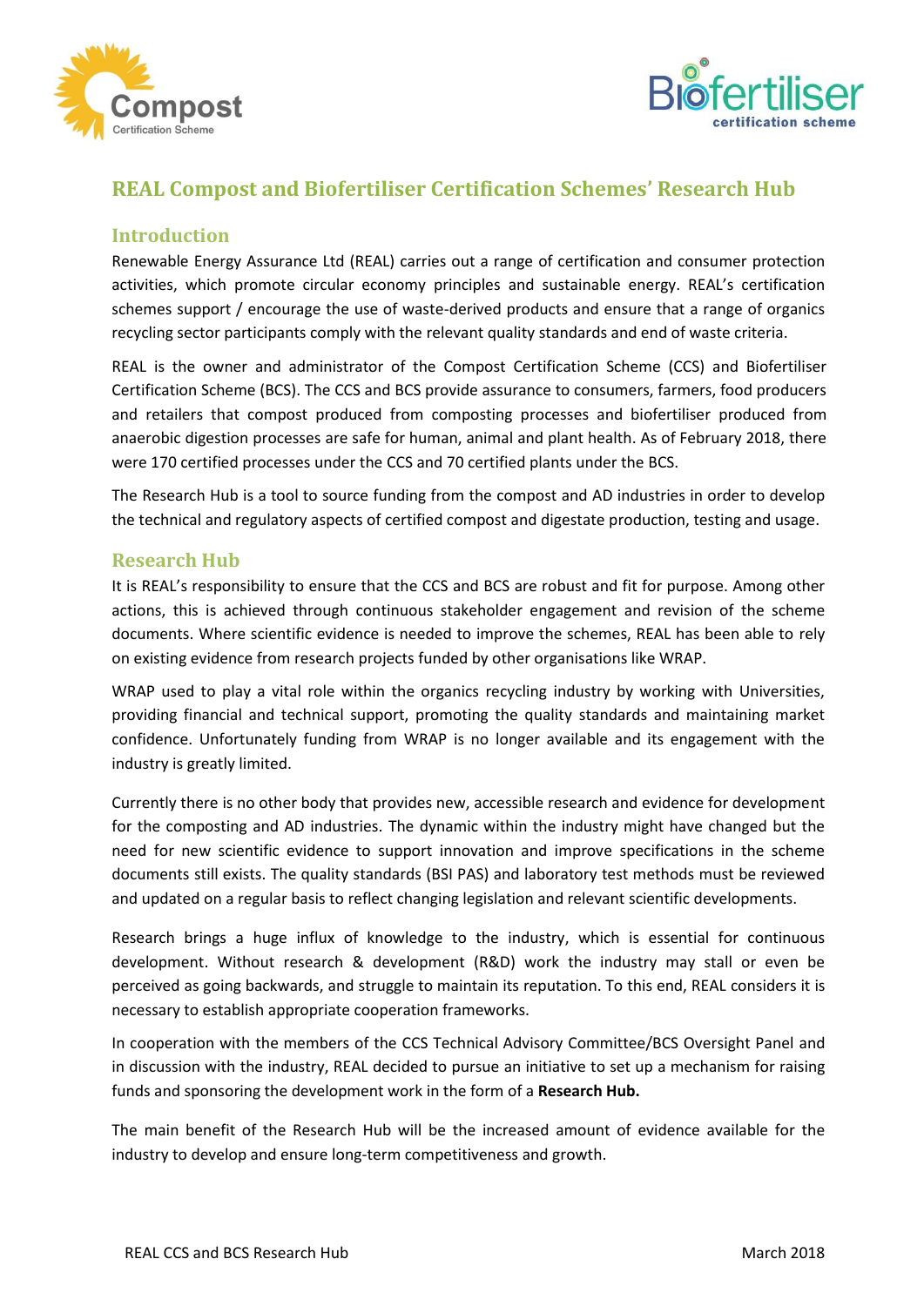# REAL Compost and Biofertiliser Certification Schemes' Research Hub

## Introduction

Renewable Energy Assurance Ltd (REAL) carries out a range of certification and consumer protection activities, which promote circular economy principles and sustainable energy. REAL's certification schemes support / encourage the use of waste-derived products and ensure that a range of organics recycling sector participants comply with the relevant quality standards and end of waste criteria.

REAL is the owner and administrator of the Compost Certification Scheme (CCS) and Biofertiliser Certification Scheme (BCS). The CCS and BCS provide assurance to consumers, farmers, food producers and retailers that compost produced from composting processes and biofertiliser produced from anaerobic digestion processes are safe for human, animal and plant health. As of February 2018, there were 170 certified processes under the CCS and 70 certified plants under the BCS.

The Research Hub is a tool to source funding from the compost and AD industries in order to develop the technical and regulatory aspects of certified compost and digestate production, testing and usage.

## Research Hub

It is REAL's responsibility to ensure that the CCS and BCS are robust and fit for purpose. Among other actions, this is achieved through continuous stakeholder engagement and revision of the scheme documents. Where scientific evidence is needed to improve the schemes, REAL has been able to rely on existing evidence from research projects funded by other organisations like WRAP.

WRAP used to play a vital role within the organics recycling industry by working with Universities, providing financial and technical support, promoting the quality standards and maintaining market confidence. Unfortunately funding from WRAP is no longer available and its engagement with the industry is greatly limited.

Currently there is no other body that provides new, accessible research and evidence for development for the composting and AD industries. The dynamic within the industry might have changed but the need for new scientific evidence to support innovation and improve specifications in the scheme documents still exists. The quality standards (BSI PAS) and laboratory test methods must be reviewed and updated on a regular basis to reflect changing legislation and relevant scientific developments.

Research brings a huge influx of knowledge to the industry, which is essential for continuous development. Without research & development (R&D) work the industry may stall or even be perceived as going backwards, and struggle to maintain its reputation. To this end, REAL considers it is necessary to establish appropriate cooperation frameworks.

In cooperation with the members of the CCS Technical Advisory Committee/BCS Oversight Panel and in discussion with the industry, REAL decided to pursue an initiative to set up a mechanism for raising funds and sponsoring the development work in the form of a **Research Hub.**

The main benefit of the Research Hub will be the increased amount of evidence available for the industry to develop and ensure long-term competitiveness and growth.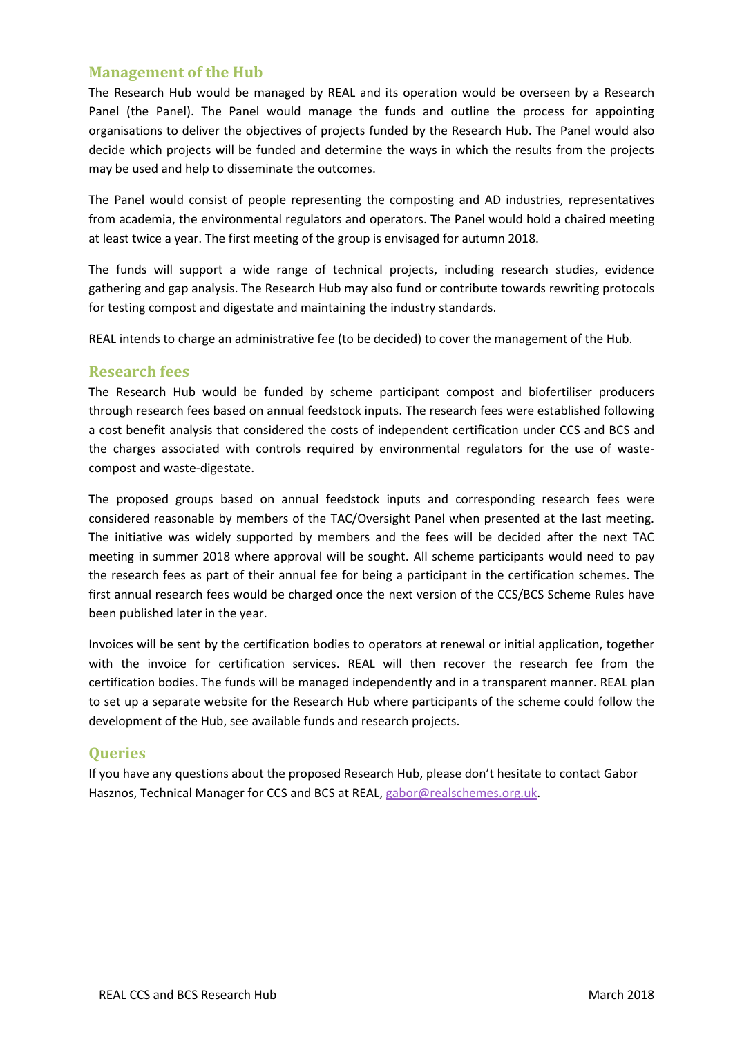## Management of the Hub

The Research Hub would be managed by REAL and its operation would be overseen by a Research Panel (the Panel). The Panel would manage the funds and outline the process for appointing organisations to deliver the objectives of projects funded by the Research Hub. The Panel would also decide which projects will be funded and determine the ways in which the results from the projects may be used and help to disseminate the outcomes.

The Panel would consist of people representing the composting and AD industries, representatives from academia, the environmental regulators and operators. The Panel would hold a chaired meeting at least twice a year. The first meeting of the group is envisaged for autumn 2018.

The funds will support a wide range of technical projects, including research studies, evidence gathering and gap analysis. The Research Hub may also fund or contribute towards rewriting protocols for testing compost and digestate and maintaining the industry standards.

REAL intends to charge an administrative fee (to be decided) to cover the management of the Hub.

## Research fees

The Research Hub would be funded by scheme participant compost and biofertiliser producers through research fees based on annual feedstock inputs. The research fees were established following a cost benefit analysis that considered the costs of independent certification under CCS and BCS and the charges associated with controls required by environmental regulators for the use of waste-compost and waste-digestate.

The proposed groups based on annual feedstock inputs and corresponding research fees were considered reasonable by members of the TAC/Oversight Panel when presented at the last meeting. The initiative was widely supported by members and the fees will be decided after the next TAC meeting in summer 2018 where approval will be sought. All scheme participants would need to pay the research fees as part of their annual fee for being a participant in the certification schemes. The first annual research fees would be charged once the next version of the CCS/BCS Scheme Rules have been published later in the year.

Invoices will be sent by the certification bodies to operators at renewal or initial application, together with the invoice for certification services. REAL will then recover the research fee from the certification bodies. The funds will be managed independently and in a transparent manner. REAL plan to set up a separate website for the Research Hub where participants of the scheme could follow the development of the Hub, see available funds and research projects.

## Queries

If you have any questions about the proposed Research Hub, please don't hesitate to contact Gabor Hasznos, Technical Manager for CCS and BCS at REAL, gabor@realschemes.org.uk.